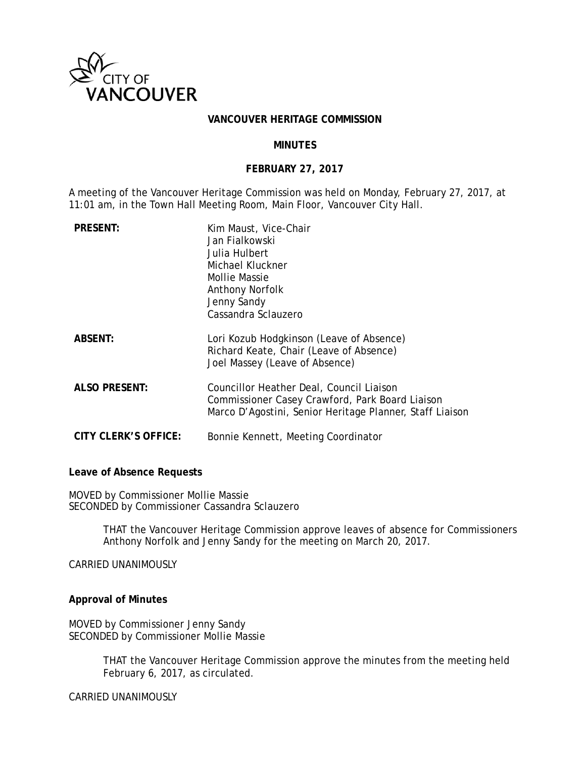CITY OF VANCOUVER

**VANCOUVER HERITAGE COMMISSION**

**MINUTES**

**FEBRUARY 27, 2017**

A meeting of the Vancouver Heritage Commission was held on Monday, February 27, 2017, at 11:01 am, in the Town Hall Meeting Room, Main Floor, Vancouver City Hall.

| | |
|---|---|
| **PRESENT:** | Kim Maust, Vice-Chair<br>Jan Fialkowski<br>Julia Hulbert<br>Michael Kluckner<br>Mollie Massie<br>Anthony Norfolk<br>Jenny Sandy<br>Cassandra Sclauzero |
| **ABSENT:** | Lori Kozub Hodgkinson (Leave of Absence)<br>Richard Keate, Chair (Leave of Absence)<br>Joel Massey (Leave of Absence) |
| **ALSO PRESENT:** | Councillor Heather Deal, Council Liaison<br>Commissioner Casey Crawford, Park Board Liaison<br>Marco D'Agostini, Senior Heritage Planner, Staff Liaison |
| **CITY CLERK'S OFFICE:** | Bonnie Kennett, Meeting Coordinator |

**Leave of Absence Requests**

MOVED by Commissioner Mollie Massie
SECONDED by Commissioner Cassandra Sclauzero

> THAT the Vancouver Heritage Commission approve leaves of absence for Commissioners Anthony Norfolk and Jenny Sandy for the meeting on March 20, 2017.

CARRIED UNANIMOUSLY

**Approval of Minutes**

MOVED by Commissioner Jenny Sandy
SECONDED by Commissioner Mollie Massie

> THAT the Vancouver Heritage Commission approve the minutes from the meeting held February 6, 2017, as circulated.

CARRIED UNANIMOUSLY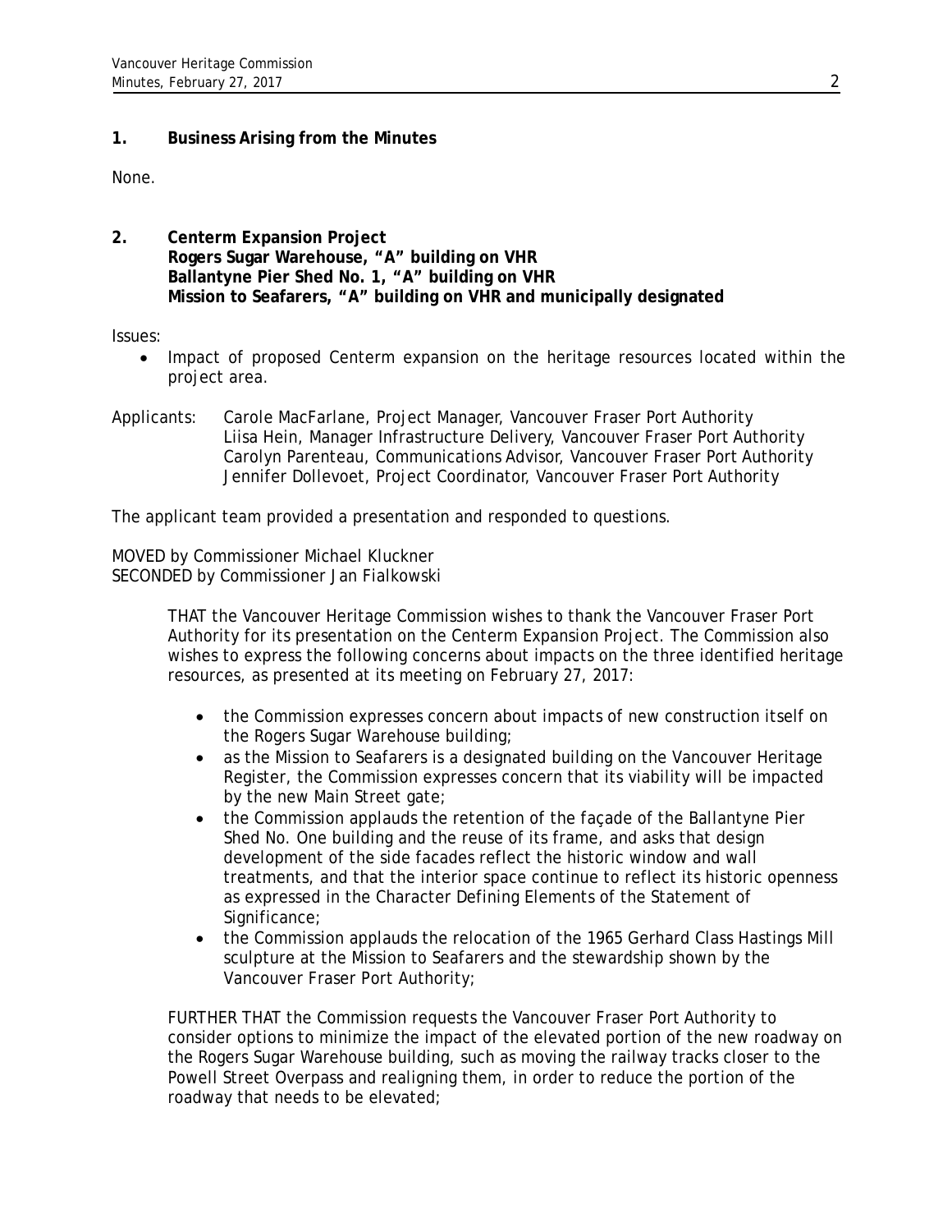## 1. Business Arising from the Minutes

None.

## 2. Centerm Expansion Project
**Rogers Sugar Warehouse, "A" building on VHR**
**Ballantyne Pier Shed No. 1, "A" building on VHR**
**Mission to Seafarers, "A" building on VHR and municipally designated**

Issues:

- Impact of proposed Centerm expansion on the heritage resources located within the project area.

Applicants: Carole MacFarlane, Project Manager, Vancouver Fraser Port Authority
Liisa Hein, Manager Infrastructure Delivery, Vancouver Fraser Port Authority
Carolyn Parenteau, Communications Advisor, Vancouver Fraser Port Authority
Jennifer Dollevoet, Project Coordinator, Vancouver Fraser Port Authority

The applicant team provided a presentation and responded to questions.

MOVED by Commissioner Michael Kluckner
SECONDED by Commissioner Jan Fialkowski

> THAT the Vancouver Heritage Commission wishes to thank the Vancouver Fraser Port Authority for its presentation on the Centerm Expansion Project. The Commission also wishes to express the following concerns about impacts on the three identified heritage resources, as presented at its meeting on February 27, 2017:
>
> - the Commission expresses concern about impacts of new construction itself on the Rogers Sugar Warehouse building;
> - as the Mission to Seafarers is a designated building on the Vancouver Heritage Register, the Commission expresses concern that its viability will be impacted by the new Main Street gate;
> - the Commission applauds the retention of the façade of the Ballantyne Pier Shed No. One building and the reuse of its frame, and asks that design development of the side facades reflect the historic window and wall treatments, and that the interior space continue to reflect its historic openness as expressed in the Character Defining Elements of the Statement of Significance;
> - the Commission applauds the relocation of the 1965 Gerhard Class Hastings Mill sculpture at the Mission to Seafarers and the stewardship shown by the Vancouver Fraser Port Authority;
>
> FURTHER THAT the Commission requests the Vancouver Fraser Port Authority to consider options to minimize the impact of the elevated portion of the new roadway on the Rogers Sugar Warehouse building, such as moving the railway tracks closer to the Powell Street Overpass and realigning them, in order to reduce the portion of the roadway that needs to be elevated;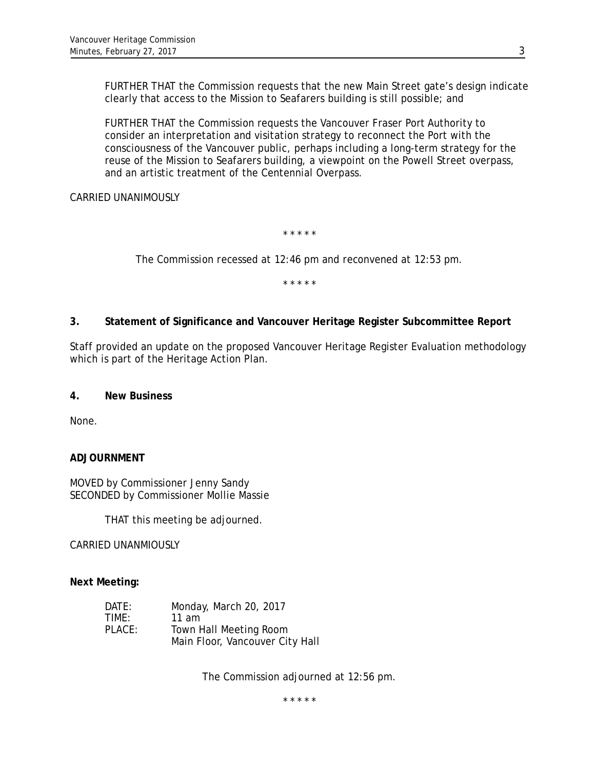FURTHER THAT the Commission requests that the new Main Street gate's design indicate clearly that access to the Mission to Seafarers building is still possible; and

FURTHER THAT the Commission requests the Vancouver Fraser Port Authority to consider an interpretation and visitation strategy to reconnect the Port with the consciousness of the Vancouver public, perhaps including a long-term strategy for the reuse of the Mission to Seafarers building, a viewpoint on the Powell Street overpass, and an artistic treatment of the Centennial Overpass.

CARRIED UNANIMOUSLY

\* \* \* \* \*

*The Commission recessed at 12:46 pm and reconvened at 12:53 pm.*

\* \* \* \* \*

**3. Statement of Significance and Vancouver Heritage Register Subcommittee Report**

Staff provided an update on the proposed Vancouver Heritage Register Evaluation methodology which is part of the Heritage Action Plan.

**4. New Business**

None.

**ADJOURNMENT**

MOVED by Commissioner Jenny Sandy
SECONDED by Commissioner Mollie Massie

THAT this meeting be adjourned.

CARRIED UNANMIOUSLY

**Next Meeting:**

| | |
|---|---|
| DATE: | Monday, March 20, 2017 |
| TIME: | 11 am |
| PLACE: | Town Hall Meeting Room<br>Main Floor, Vancouver City Hall |

*The Commission adjourned at 12:56 pm.*

\* \* \* \* \*